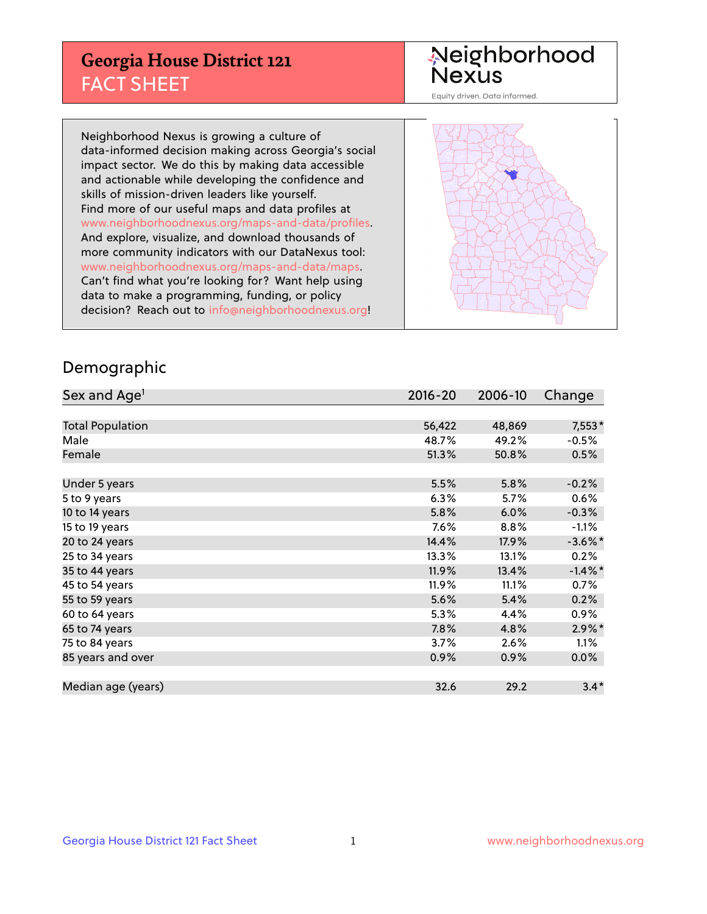# Georgia House District 121
## FACT SHEET

Neighborhood Nexus
Equity driven. Data informed.

Neighborhood Nexus is growing a culture of data-informed decision making across Georgia's social impact sector. We do this by making data accessible and actionable while developing the confidence and skills of mission-driven leaders like yourself. Find more of our useful maps and data profiles at www.neighborhoodnexus.org/maps-and-data/profiles. And explore, visualize, and download thousands of more community indicators with our DataNexus tool: www.neighborhoodnexus.org/maps-and-data/maps. Can't find what you're looking for? Want help using data to make a programming, funding, or policy decision? Reach out to info@neighborhoodnexus.org!

## Demographic

| Sex and Age[1] | 2016-20 | 2006-10 | Change |
|---|---|---|---|
| Total Population | 56,422 | 48,869 | 7,553* |
| Male | 48.7% | 49.2% | -0.5% |
| Female | 51.3% | 50.8% | 0.5% |
| Under 5 years | 5.5% | 5.8% | -0.2% |
| 5 to 9 years | 6.3% | 5.7% | 0.6% |
| 10 to 14 years | 5.8% | 6.0% | -0.3% |
| 15 to 19 years | 7.6% | 8.8% | -1.1% |
| 20 to 24 years | 14.4% | 17.9% | -3.6%* |
| 25 to 34 years | 13.3% | 13.1% | 0.2% |
| 35 to 44 years | 11.9% | 13.4% | -1.4%* |
| 45 to 54 years | 11.9% | 11.1% | 0.7% |
| 55 to 59 years | 5.6% | 5.4% | 0.2% |
| 60 to 64 years | 5.3% | 4.4% | 0.9% |
| 65 to 74 years | 7.8% | 4.8% | 2.9%* |
| 75 to 84 years | 3.7% | 2.6% | 1.1% |
| 85 years and over | 0.9% | 0.9% | 0.0% |
| Median age (years) | 32.6 | 29.2 | 3.4* |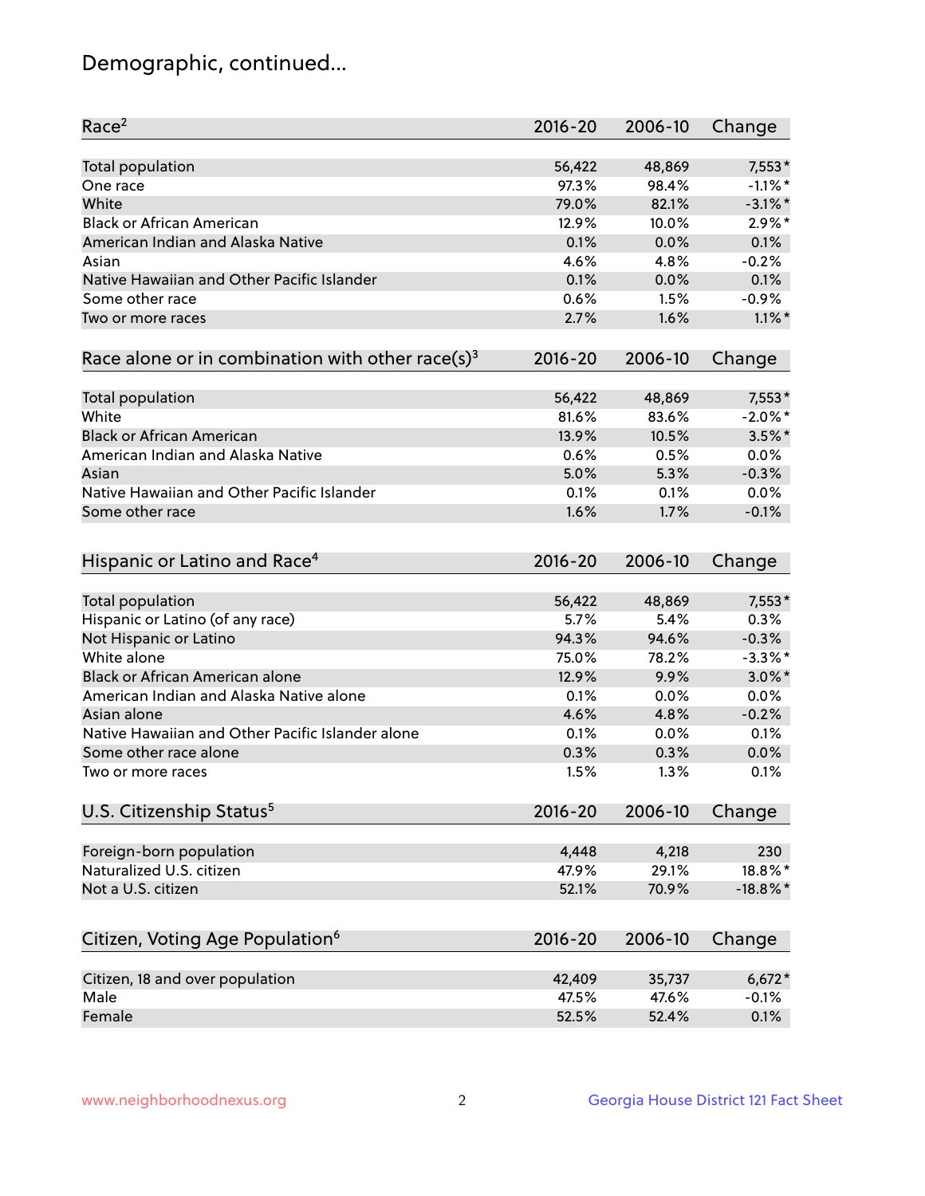# Demographic, continued...

| Race[2] | 2016-20 | 2006-10 | Change |
|---|---|---|---|
| Total population | 56,422 | 48,869 | 7,553* |
| One race | 97.3% | 98.4% | -1.1%* |
| White | 79.0% | 82.1% | -3.1%* |
| Black or African American | 12.9% | 10.0% | 2.9%* |
| American Indian and Alaska Native | 0.1% | 0.0% | 0.1% |
| Asian | 4.6% | 4.8% | -0.2% |
| Native Hawaiian and Other Pacific Islander | 0.1% | 0.0% | 0.1% |
| Some other race | 0.6% | 1.5% | -0.9% |
| Two or more races | 2.7% | 1.6% | 1.1%* |

| Race alone or in combination with other race(s)[3] | 2016-20 | 2006-10 | Change |
|---|---|---|---|
| Total population | 56,422 | 48,869 | 7,553* |
| White | 81.6% | 83.6% | -2.0%* |
| Black or African American | 13.9% | 10.5% | 3.5%* |
| American Indian and Alaska Native | 0.6% | 0.5% | 0.0% |
| Asian | 5.0% | 5.3% | -0.3% |
| Native Hawaiian and Other Pacific Islander | 0.1% | 0.1% | 0.0% |
| Some other race | 1.6% | 1.7% | -0.1% |

| Hispanic or Latino and Race[4] | 2016-20 | 2006-10 | Change |
|---|---|---|---|
| Total population | 56,422 | 48,869 | 7,553* |
| Hispanic or Latino (of any race) | 5.7% | 5.4% | 0.3% |
| Not Hispanic or Latino | 94.3% | 94.6% | -0.3% |
| White alone | 75.0% | 78.2% | -3.3%* |
| Black or African American alone | 12.9% | 9.9% | 3.0%* |
| American Indian and Alaska Native alone | 0.1% | 0.0% | 0.0% |
| Asian alone | 4.6% | 4.8% | -0.2% |
| Native Hawaiian and Other Pacific Islander alone | 0.1% | 0.0% | 0.1% |
| Some other race alone | 0.3% | 0.3% | 0.0% |
| Two or more races | 1.5% | 1.3% | 0.1% |

| U.S. Citizenship Status[5] | 2016-20 | 2006-10 | Change |
|---|---|---|---|
| Foreign-born population | 4,448 | 4,218 | 230 |
| Naturalized U.S. citizen | 47.9% | 29.1% | 18.8%* |
| Not a U.S. citizen | 52.1% | 70.9% | -18.8%* |

| Citizen, Voting Age Population[6] | 2016-20 | 2006-10 | Change |
|---|---|---|---|
| Citizen, 18 and over population | 42,409 | 35,737 | 6,672* |
| Male | 47.5% | 47.6% | -0.1% |
| Female | 52.5% | 52.4% | 0.1% |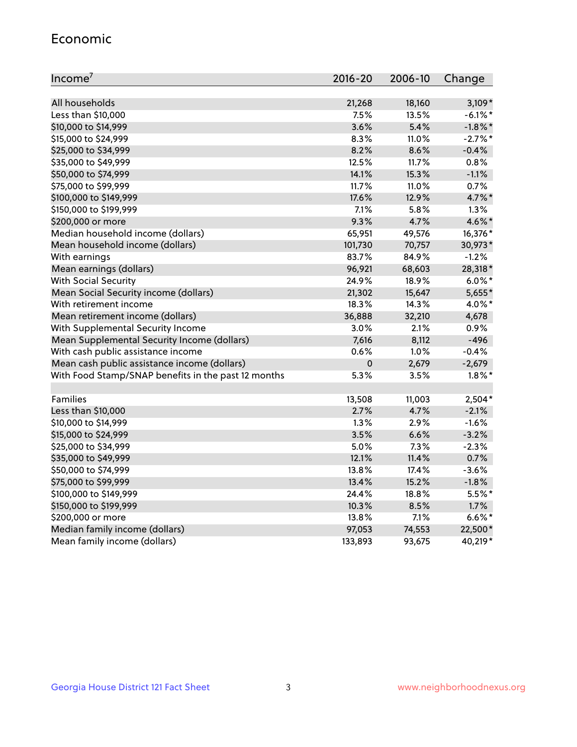## Economic

| Income[7] | 2016-20 | 2006-10 | Change |
|---|---|---|---|
| All households | 21,268 | 18,160 | 3,109* |
| Less than $10,000 | 7.5% | 13.5% | -6.1%* |
| $10,000 to $14,999 | 3.6% | 5.4% | -1.8%* |
| $15,000 to $24,999 | 8.3% | 11.0% | -2.7%* |
| $25,000 to $34,999 | 8.2% | 8.6% | -0.4% |
| $35,000 to $49,999 | 12.5% | 11.7% | 0.8% |
| $50,000 to $74,999 | 14.1% | 15.3% | -1.1% |
| $75,000 to $99,999 | 11.7% | 11.0% | 0.7% |
| $100,000 to $149,999 | 17.6% | 12.9% | 4.7%* |
| $150,000 to $199,999 | 7.1% | 5.8% | 1.3% |
| $200,000 or more | 9.3% | 4.7% | 4.6%* |
| Median household income (dollars) | 65,951 | 49,576 | 16,376* |
| Mean household income (dollars) | 101,730 | 70,757 | 30,973* |
| With earnings | 83.7% | 84.9% | -1.2% |
| Mean earnings (dollars) | 96,921 | 68,603 | 28,318* |
| With Social Security | 24.9% | 18.9% | 6.0%* |
| Mean Social Security income (dollars) | 21,302 | 15,647 | 5,655* |
| With retirement income | 18.3% | 14.3% | 4.0%* |
| Mean retirement income (dollars) | 36,888 | 32,210 | 4,678 |
| With Supplemental Security Income | 3.0% | 2.1% | 0.9% |
| Mean Supplemental Security Income (dollars) | 7,616 | 8,112 | -496 |
| With cash public assistance income | 0.6% | 1.0% | -0.4% |
| Mean cash public assistance income (dollars) | 0 | 2,679 | -2,679 |
| With Food Stamp/SNAP benefits in the past 12 months | 5.3% | 3.5% | 1.8%* |
| | | | |
| Families | 13,508 | 11,003 | 2,504* |
| Less than $10,000 | 2.7% | 4.7% | -2.1% |
| $10,000 to $14,999 | 1.3% | 2.9% | -1.6% |
| $15,000 to $24,999 | 3.5% | 6.6% | -3.2% |
| $25,000 to $34,999 | 5.0% | 7.3% | -2.3% |
| $35,000 to $49,999 | 12.1% | 11.4% | 0.7% |
| $50,000 to $74,999 | 13.8% | 17.4% | -3.6% |
| $75,000 to $99,999 | 13.4% | 15.2% | -1.8% |
| $100,000 to $149,999 | 24.4% | 18.8% | 5.5%* |
| $150,000 to $199,999 | 10.3% | 8.5% | 1.7% |
| $200,000 or more | 13.8% | 7.1% | 6.6%* |
| Median family income (dollars) | 97,053 | 74,553 | 22,500* |
| Mean family income (dollars) | 133,893 | 93,675 | 40,219* |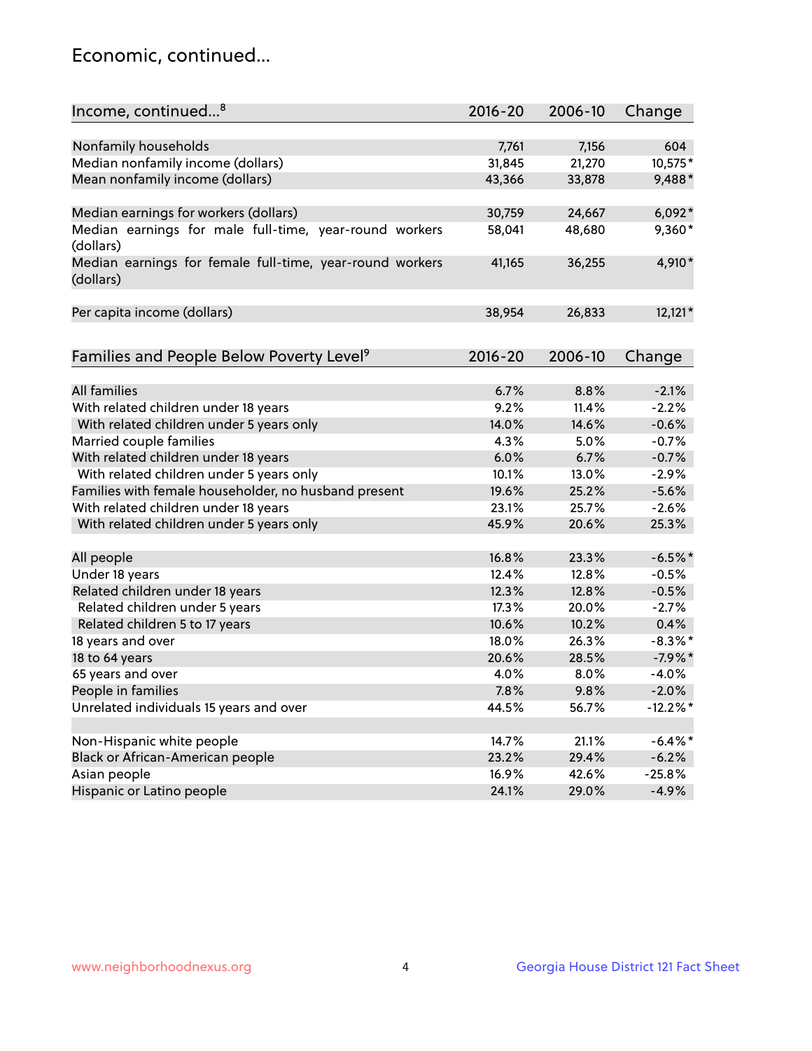## Economic, continued...

| Income, continued...[8] | 2016-20 | 2006-10 | Change |
|---|---|---|---|
| Nonfamily households | 7,761 | 7,156 | 604 |
| Median nonfamily income (dollars) | 31,845 | 21,270 | 10,575* |
| Mean nonfamily income (dollars) | 43,366 | 33,878 | 9,488* |
| Median earnings for workers (dollars) | 30,759 | 24,667 | 6,092* |
| Median earnings for male full-time, year-round workers (dollars) | 58,041 | 48,680 | 9,360* |
| Median earnings for female full-time, year-round workers (dollars) | 41,165 | 36,255 | 4,910* |
| Per capita income (dollars) | 38,954 | 26,833 | 12,121* |

| Families and People Below Poverty Level[9] | 2016-20 | 2006-10 | Change |
|---|---|---|---|
| All families | 6.7% | 8.8% | -2.1% |
| With related children under 18 years | 9.2% | 11.4% | -2.2% |
| With related children under 5 years only | 14.0% | 14.6% | -0.6% |
| Married couple families | 4.3% | 5.0% | -0.7% |
| With related children under 18 years | 6.0% | 6.7% | -0.7% |
| With related children under 5 years only | 10.1% | 13.0% | -2.9% |
| Families with female householder, no husband present | 19.6% | 25.2% | -5.6% |
| With related children under 18 years | 23.1% | 25.7% | -2.6% |
| With related children under 5 years only | 45.9% | 20.6% | 25.3% |
| All people | 16.8% | 23.3% | -6.5%* |
| Under 18 years | 12.4% | 12.8% | -0.5% |
| Related children under 18 years | 12.3% | 12.8% | -0.5% |
| Related children under 5 years | 17.3% | 20.0% | -2.7% |
| Related children 5 to 17 years | 10.6% | 10.2% | 0.4% |
| 18 years and over | 18.0% | 26.3% | -8.3%* |
| 18 to 64 years | 20.6% | 28.5% | -7.9%* |
| 65 years and over | 4.0% | 8.0% | -4.0% |
| People in families | 7.8% | 9.8% | -2.0% |
| Unrelated individuals 15 years and over | 44.5% | 56.7% | -12.2%* |
| Non-Hispanic white people | 14.7% | 21.1% | -6.4%* |
| Black or African-American people | 23.2% | 29.4% | -6.2% |
| Asian people | 16.9% | 42.6% | -25.8% |
| Hispanic or Latino people | 24.1% | 29.0% | -4.9% |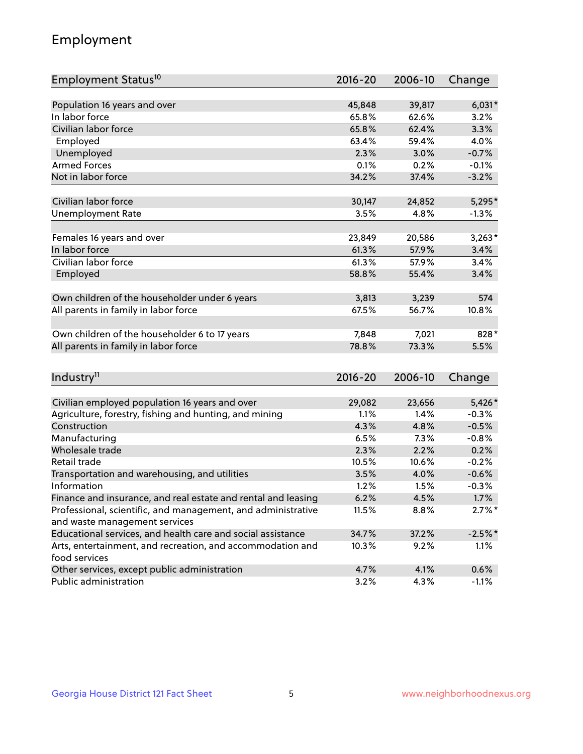# Employment

| Employment Status[10] | 2016-20 | 2006-10 | Change |
|---|---|---|---|
| Population 16 years and over | 45,848 | 39,817 | 6,031* |
| In labor force | 65.8% | 62.6% | 3.2% |
| Civilian labor force | 65.8% | 62.4% | 3.3% |
| Employed | 63.4% | 59.4% | 4.0% |
| Unemployed | 2.3% | 3.0% | -0.7% |
| Armed Forces | 0.1% | 0.2% | -0.1% |
| Not in labor force | 34.2% | 37.4% | -3.2% |
| | | | |
| Civilian labor force | 30,147 | 24,852 | 5,295* |
| Unemployment Rate | 3.5% | 4.8% | -1.3% |
| | | | |
| Females 16 years and over | 23,849 | 20,586 | 3,263* |
| In labor force | 61.3% | 57.9% | 3.4% |
| Civilian labor force | 61.3% | 57.9% | 3.4% |
| Employed | 58.8% | 55.4% | 3.4% |
| | | | |
| Own children of the householder under 6 years | 3,813 | 3,239 | 574 |
| All parents in family in labor force | 67.5% | 56.7% | 10.8% |
| | | | |
| Own children of the householder 6 to 17 years | 7,848 | 7,021 | 828* |
| All parents in family in labor force | 78.8% | 73.3% | 5.5% |

| Industry[11] | 2016-20 | 2006-10 | Change |
|---|---|---|---|
| Civilian employed population 16 years and over | 29,082 | 23,656 | 5,426* |
| Agriculture, forestry, fishing and hunting, and mining | 1.1% | 1.4% | -0.3% |
| Construction | 4.3% | 4.8% | -0.5% |
| Manufacturing | 6.5% | 7.3% | -0.8% |
| Wholesale trade | 2.3% | 2.2% | 0.2% |
| Retail trade | 10.5% | 10.6% | -0.2% |
| Transportation and warehousing, and utilities | 3.5% | 4.0% | -0.6% |
| Information | 1.2% | 1.5% | -0.3% |
| Finance and insurance, and real estate and rental and leasing | 6.2% | 4.5% | 1.7% |
| Professional, scientific, and management, and administrative and waste management services | 11.5% | 8.8% | 2.7%* |
| Educational services, and health care and social assistance | 34.7% | 37.2% | -2.5%* |
| Arts, entertainment, and recreation, and accommodation and food services | 10.3% | 9.2% | 1.1% |
| Other services, except public administration | 4.7% | 4.1% | 0.6% |
| Public administration | 3.2% | 4.3% | -1.1% |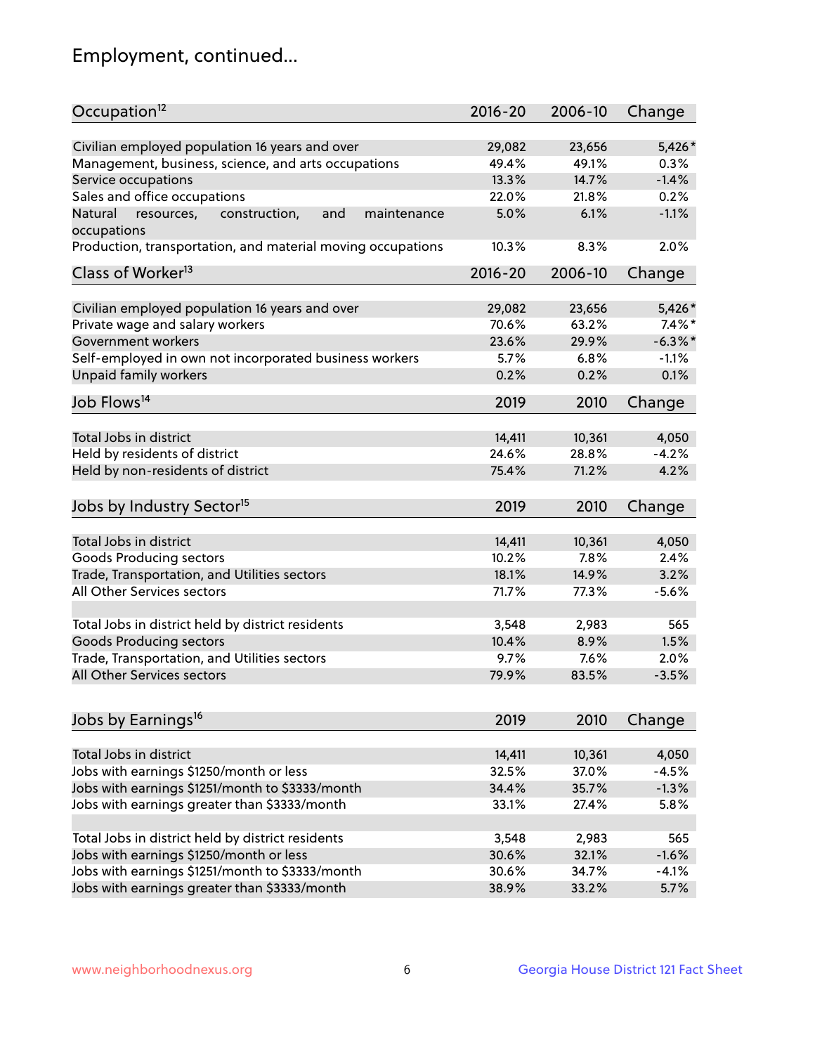## Employment, continued...

| Occupation[12] | 2016-20 | 2006-10 | Change |
|---|---|---|---|
| Civilian employed population 16 years and over | 29,082 | 23,656 | 5,426* |
| Management, business, science, and arts occupations | 49.4% | 49.1% | 0.3% |
| Service occupations | 13.3% | 14.7% | -1.4% |
| Sales and office occupations | 22.0% | 21.8% | 0.2% |
| Natural resources, construction, and maintenance occupations | 5.0% | 6.1% | -1.1% |
| Production, transportation, and material moving occupations | 10.3% | 8.3% | 2.0% |

| Class of Worker[13] | 2016-20 | 2006-10 | Change |
|---|---|---|---|
| Civilian employed population 16 years and over | 29,082 | 23,656 | 5,426* |
| Private wage and salary workers | 70.6% | 63.2% | 7.4%* |
| Government workers | 23.6% | 29.9% | -6.3%* |
| Self-employed in own not incorporated business workers | 5.7% | 6.8% | -1.1% |
| Unpaid family workers | 0.2% | 0.2% | 0.1% |

| Job Flows[14] | 2019 | 2010 | Change |
|---|---|---|---|
| Total Jobs in district | 14,411 | 10,361 | 4,050 |
| Held by residents of district | 24.6% | 28.8% | -4.2% |
| Held by non-residents of district | 75.4% | 71.2% | 4.2% |

| Jobs by Industry Sector[15] | 2019 | 2010 | Change |
|---|---|---|---|
| Total Jobs in district | 14,411 | 10,361 | 4,050 |
| Goods Producing sectors | 10.2% | 7.8% | 2.4% |
| Trade, Transportation, and Utilities sectors | 18.1% | 14.9% | 3.2% |
| All Other Services sectors | 71.7% | 77.3% | -5.6% |
| | | | |
| Total Jobs in district held by district residents | 3,548 | 2,983 | 565 |
| Goods Producing sectors | 10.4% | 8.9% | 1.5% |
| Trade, Transportation, and Utilities sectors | 9.7% | 7.6% | 2.0% |
| All Other Services sectors | 79.9% | 83.5% | -3.5% |

| Jobs by Earnings[16] | 2019 | 2010 | Change |
|---|---|---|---|
| Total Jobs in district | 14,411 | 10,361 | 4,050 |
| Jobs with earnings $1250/month or less | 32.5% | 37.0% | -4.5% |
| Jobs with earnings $1251/month to $3333/month | 34.4% | 35.7% | -1.3% |
| Jobs with earnings greater than $3333/month | 33.1% | 27.4% | 5.8% |
| | | | |
| Total Jobs in district held by district residents | 3,548 | 2,983 | 565 |
| Jobs with earnings $1250/month or less | 30.6% | 32.1% | -1.6% |
| Jobs with earnings $1251/month to $3333/month | 30.6% | 34.7% | -4.1% |
| Jobs with earnings greater than $3333/month | 38.9% | 33.2% | 5.7% |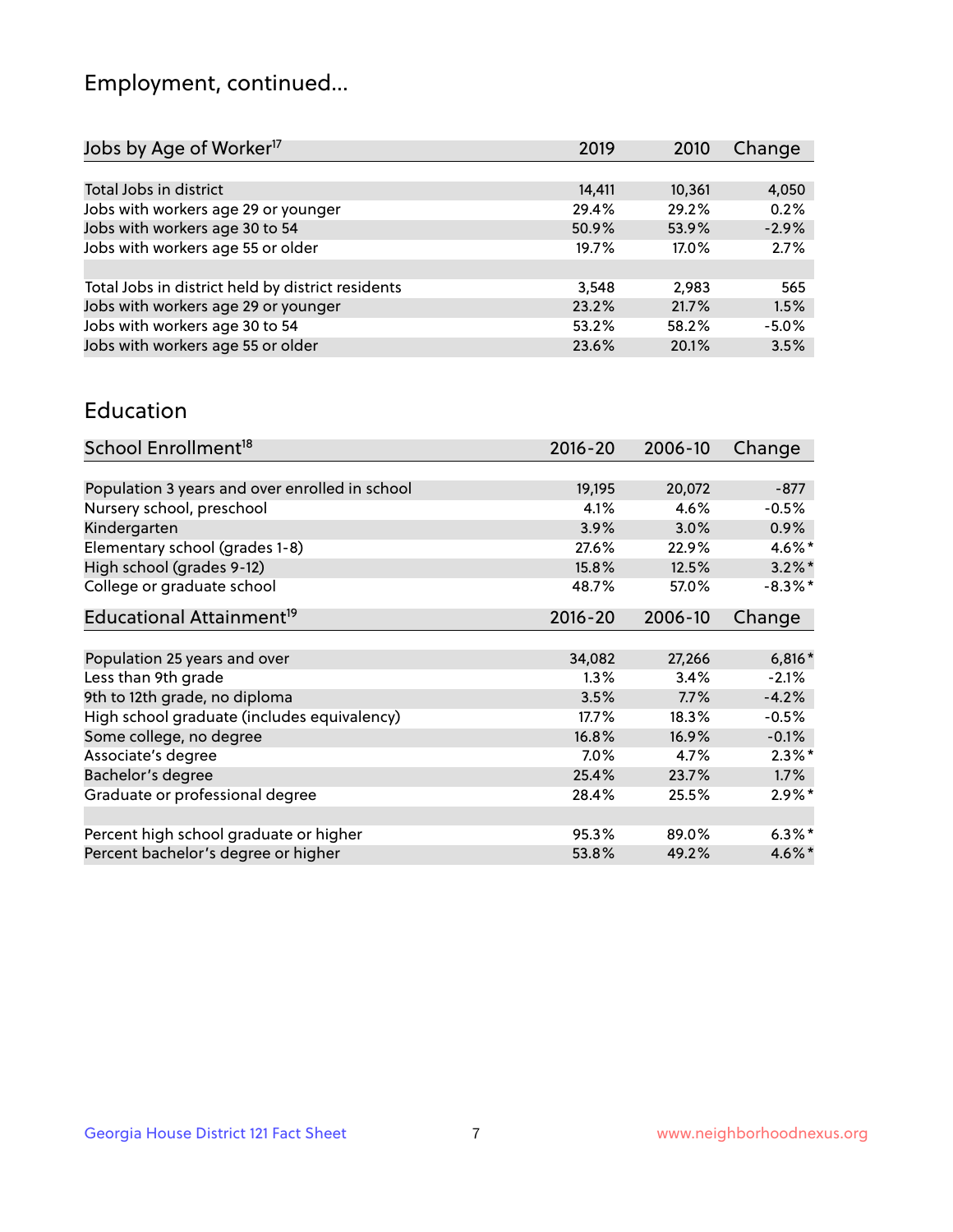## Employment, continued...

| Jobs by Age of Worker[17] | 2019 | 2010 | Change |
|---|---|---|---|
| | | | |
| Total Jobs in district | 14,411 | 10,361 | 4,050 |
| Jobs with workers age 29 or younger | 29.4% | 29.2% | 0.2% |
| Jobs with workers age 30 to 54 | 50.9% | 53.9% | -2.9% |
| Jobs with workers age 55 or older | 19.7% | 17.0% | 2.7% |
| | | | |
| Total Jobs in district held by district residents | 3,548 | 2,983 | 565 |
| Jobs with workers age 29 or younger | 23.2% | 21.7% | 1.5% |
| Jobs with workers age 30 to 54 | 53.2% | 58.2% | -5.0% |
| Jobs with workers age 55 or older | 23.6% | 20.1% | 3.5% |

## Education

| School Enrollment[18] | 2016-20 | 2006-10 | Change |
|---|---|---|---|
| | | | |
| Population 3 years and over enrolled in school | 19,195 | 20,072 | -877 |
| Nursery school, preschool | 4.1% | 4.6% | -0.5% |
| Kindergarten | 3.9% | 3.0% | 0.9% |
| Elementary school (grades 1-8) | 27.6% | 22.9% | 4.6%* |
| High school (grades 9-12) | 15.8% | 12.5% | 3.2%* |
| College or graduate school | 48.7% | 57.0% | -8.3%* |

| Educational Attainment[19] | 2016-20 | 2006-10 | Change |
|---|---|---|---|
| | | | |
| Population 25 years and over | 34,082 | 27,266 | 6,816* |
| Less than 9th grade | 1.3% | 3.4% | -2.1% |
| 9th to 12th grade, no diploma | 3.5% | 7.7% | -4.2% |
| High school graduate (includes equivalency) | 17.7% | 18.3% | -0.5% |
| Some college, no degree | 16.8% | 16.9% | -0.1% |
| Associate's degree | 7.0% | 4.7% | 2.3%* |
| Bachelor's degree | 25.4% | 23.7% | 1.7% |
| Graduate or professional degree | 28.4% | 25.5% | 2.9%* |
| | | | |
| Percent high school graduate or higher | 95.3% | 89.0% | 6.3%* |
| Percent bachelor's degree or higher | 53.8% | 49.2% | 4.6%* |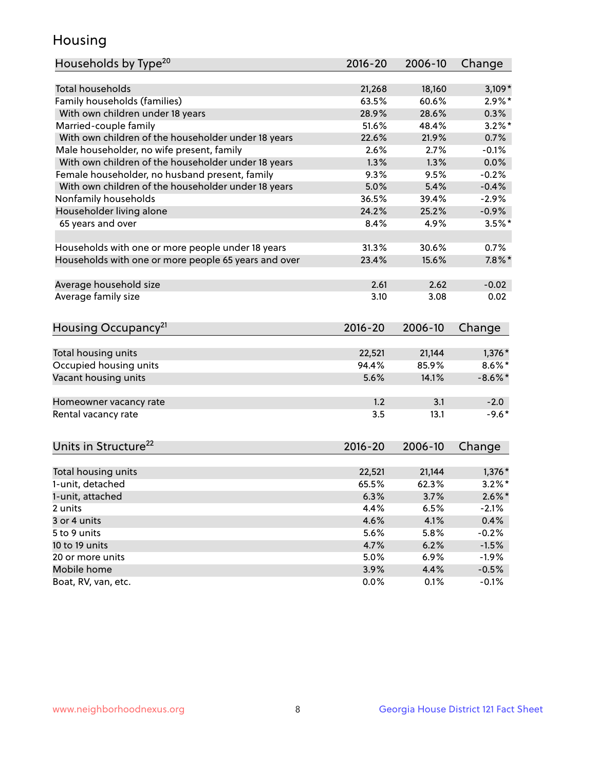# Housing

| Households by Type[20] | 2016-20 | 2006-10 | Change |
|---|---|---|---|
| Total households | 21,268 | 18,160 | 3,109* |
| Family households (families) | 63.5% | 60.6% | 2.9%* |
| With own children under 18 years | 28.9% | 28.6% | 0.3% |
| Married-couple family | 51.6% | 48.4% | 3.2%* |
| With own children of the householder under 18 years | 22.6% | 21.9% | 0.7% |
| Male householder, no wife present, family | 2.6% | 2.7% | -0.1% |
| With own children of the householder under 18 years | 1.3% | 1.3% | 0.0% |
| Female householder, no husband present, family | 9.3% | 9.5% | -0.2% |
| With own children of the householder under 18 years | 5.0% | 5.4% | -0.4% |
| Nonfamily households | 36.5% | 39.4% | -2.9% |
| Householder living alone | 24.2% | 25.2% | -0.9% |
| 65 years and over | 8.4% | 4.9% | 3.5%* |
| Households with one or more people under 18 years | 31.3% | 30.6% | 0.7% |
| Households with one or more people 65 years and over | 23.4% | 15.6% | 7.8%* |
| Average household size | 2.61 | 2.62 | -0.02 |
| Average family size | 3.10 | 3.08 | 0.02 |

| Housing Occupancy[21] | 2016-20 | 2006-10 | Change |
|---|---|---|---|
| Total housing units | 22,521 | 21,144 | 1,376* |
| Occupied housing units | 94.4% | 85.9% | 8.6%* |
| Vacant housing units | 5.6% | 14.1% | -8.6%* |
| Homeowner vacancy rate | 1.2 | 3.1 | -2.0 |
| Rental vacancy rate | 3.5 | 13.1 | -9.6* |

| Units in Structure[22] | 2016-20 | 2006-10 | Change |
|---|---|---|---|
| Total housing units | 22,521 | 21,144 | 1,376* |
| 1-unit, detached | 65.5% | 62.3% | 3.2%* |
| 1-unit, attached | 6.3% | 3.7% | 2.6%* |
| 2 units | 4.4% | 6.5% | -2.1% |
| 3 or 4 units | 4.6% | 4.1% | 0.4% |
| 5 to 9 units | 5.6% | 5.8% | -0.2% |
| 10 to 19 units | 4.7% | 6.2% | -1.5% |
| 20 or more units | 5.0% | 6.9% | -1.9% |
| Mobile home | 3.9% | 4.4% | -0.5% |
| Boat, RV, van, etc. | 0.0% | 0.1% | -0.1% |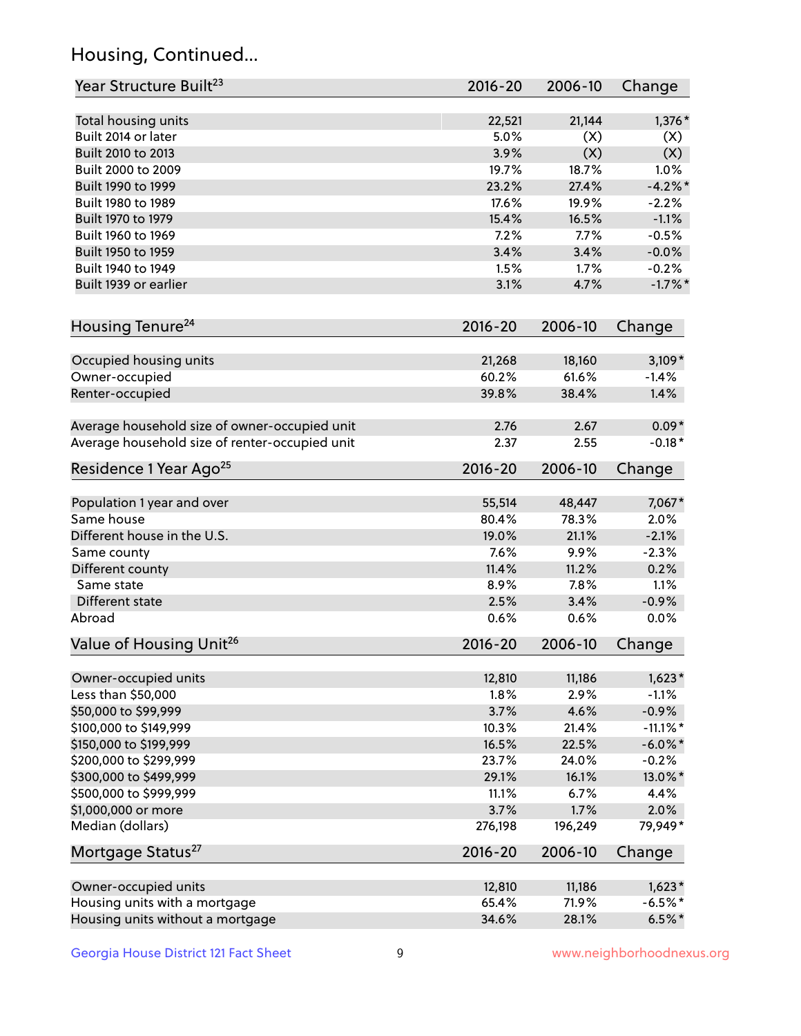# Housing, Continued...

| Year Structure Built[23] | 2016-20 | 2006-10 | Change |
|---|---|---|---|
| Total housing units | 22,521 | 21,144 | 1,376* |
| Built 2014 or later | 5.0% | (X) | (X) |
| Built 2010 to 2013 | 3.9% | (X) | (X) |
| Built 2000 to 2009 | 19.7% | 18.7% | 1.0% |
| Built 1990 to 1999 | 23.2% | 27.4% | -4.2%* |
| Built 1980 to 1989 | 17.6% | 19.9% | -2.2% |
| Built 1970 to 1979 | 15.4% | 16.5% | -1.1% |
| Built 1960 to 1969 | 7.2% | 7.7% | -0.5% |
| Built 1950 to 1959 | 3.4% | 3.4% | -0.0% |
| Built 1940 to 1949 | 1.5% | 1.7% | -0.2% |
| Built 1939 or earlier | 3.1% | 4.7% | -1.7%* |

| Housing Tenure[24] | 2016-20 | 2006-10 | Change |
|---|---|---|---|
| Occupied housing units | 21,268 | 18,160 | 3,109* |
| Owner-occupied | 60.2% | 61.6% | -1.4% |
| Renter-occupied | 39.8% | 38.4% | 1.4% |
| Average household size of owner-occupied unit | 2.76 | 2.67 | 0.09* |
| Average household size of renter-occupied unit | 2.37 | 2.55 | -0.18* |

| Residence 1 Year Ago[25] | 2016-20 | 2006-10 | Change |
|---|---|---|---|
| Population 1 year and over | 55,514 | 48,447 | 7,067* |
| Same house | 80.4% | 78.3% | 2.0% |
| Different house in the U.S. | 19.0% | 21.1% | -2.1% |
| Same county | 7.6% | 9.9% | -2.3% |
| Different county | 11.4% | 11.2% | 0.2% |
| Same state | 8.9% | 7.8% | 1.1% |
| Different state | 2.5% | 3.4% | -0.9% |
| Abroad | 0.6% | 0.6% | 0.0% |

| Value of Housing Unit[26] | 2016-20 | 2006-10 | Change |
|---|---|---|---|
| Owner-occupied units | 12,810 | 11,186 | 1,623* |
| Less than $50,000 | 1.8% | 2.9% | -1.1% |
| $50,000 to $99,999 | 3.7% | 4.6% | -0.9% |
| $100,000 to $149,999 | 10.3% | 21.4% | -11.1%* |
| $150,000 to $199,999 | 16.5% | 22.5% | -6.0%* |
| $200,000 to $299,999 | 23.7% | 24.0% | -0.2% |
| $300,000 to $499,999 | 29.1% | 16.1% | 13.0%* |
| $500,000 to $999,999 | 11.1% | 6.7% | 4.4% |
| $1,000,000 or more | 3.7% | 1.7% | 2.0% |
| Median (dollars) | 276,198 | 196,249 | 79,949* |

| Mortgage Status[27] | 2016-20 | 2006-10 | Change |
|---|---|---|---|
| Owner-occupied units | 12,810 | 11,186 | 1,623* |
| Housing units with a mortgage | 65.4% | 71.9% | -6.5%* |
| Housing units without a mortgage | 34.6% | 28.1% | 6.5%* |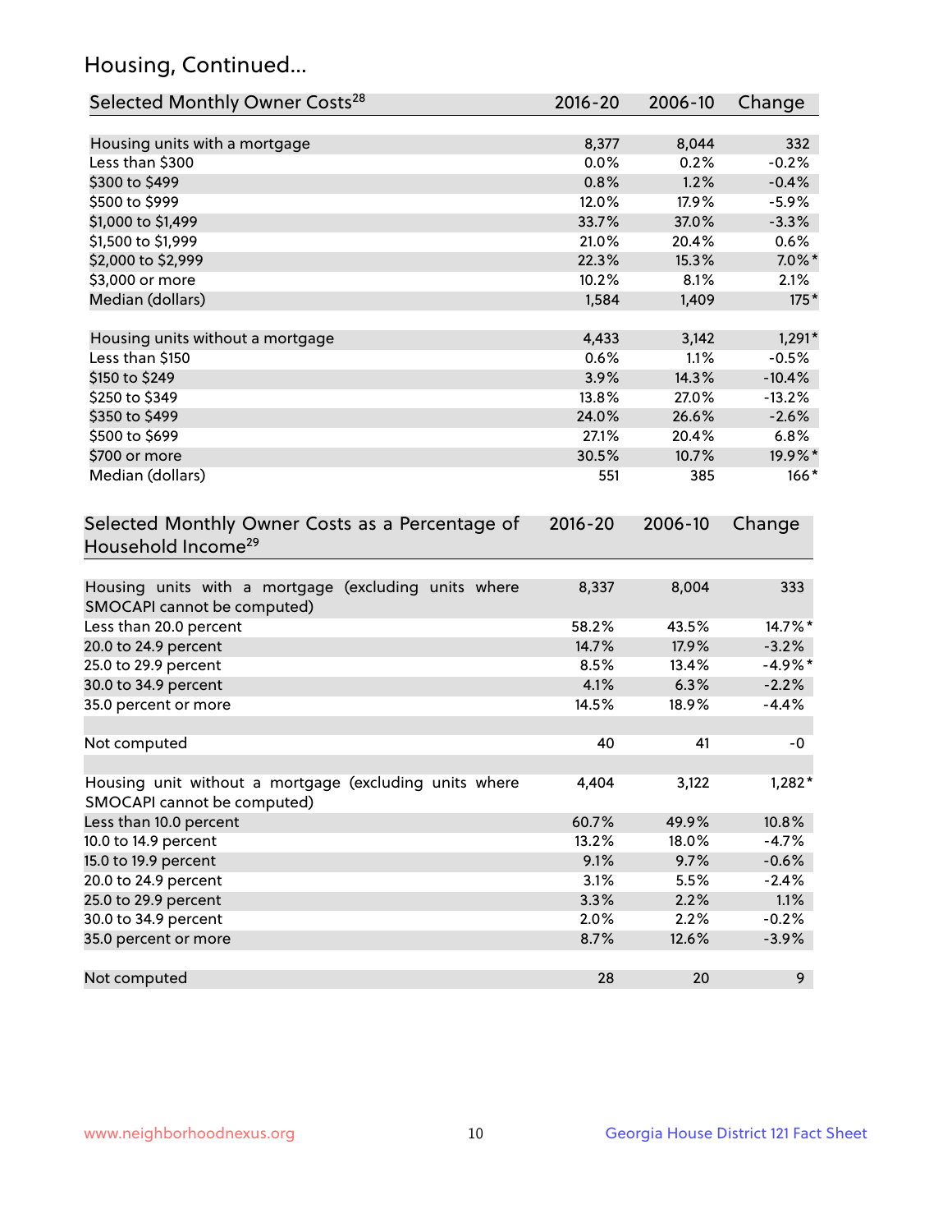## Housing, Continued...

| Selected Monthly Owner Costs[28] | 2016-20 | 2006-10 | Change |
|---|---|---|---|
| Housing units with a mortgage | 8,377 | 8,044 | 332 |
| Less than $300 | 0.0% | 0.2% | -0.2% |
| $300 to $499 | 0.8% | 1.2% | -0.4% |
| $500 to $999 | 12.0% | 17.9% | -5.9% |
| $1,000 to $1,499 | 33.7% | 37.0% | -3.3% |
| $1,500 to $1,999 | 21.0% | 20.4% | 0.6% |
| $2,000 to $2,999 | 22.3% | 15.3% | 7.0%* |
| $3,000 or more | 10.2% | 8.1% | 2.1% |
| Median (dollars) | 1,584 | 1,409 | 175* |
| Housing units without a mortgage | 4,433 | 3,142 | 1,291* |
| Less than $150 | 0.6% | 1.1% | -0.5% |
| $150 to $249 | 3.9% | 14.3% | -10.4% |
| $250 to $349 | 13.8% | 27.0% | -13.2% |
| $350 to $499 | 24.0% | 26.6% | -2.6% |
| $500 to $699 | 27.1% | 20.4% | 6.8% |
| $700 or more | 30.5% | 10.7% | 19.9%* |
| Median (dollars) | 551 | 385 | 166* |

| Selected Monthly Owner Costs as a Percentage of Household Income[29] | 2016-20 | 2006-10 | Change |
|---|---|---|---|
| Housing units with a mortgage (excluding units where SMOCAPI cannot be computed) | 8,337 | 8,004 | 333 |
| Less than 20.0 percent | 58.2% | 43.5% | 14.7%* |
| 20.0 to 24.9 percent | 14.7% | 17.9% | -3.2% |
| 25.0 to 29.9 percent | 8.5% | 13.4% | -4.9%* |
| 30.0 to 34.9 percent | 4.1% | 6.3% | -2.2% |
| 35.0 percent or more | 14.5% | 18.9% | -4.4% |
| Not computed | 40 | 41 | -0 |
| Housing unit without a mortgage (excluding units where SMOCAPI cannot be computed) | 4,404 | 3,122 | 1,282* |
| Less than 10.0 percent | 60.7% | 49.9% | 10.8% |
| 10.0 to 14.9 percent | 13.2% | 18.0% | -4.7% |
| 15.0 to 19.9 percent | 9.1% | 9.7% | -0.6% |
| 20.0 to 24.9 percent | 3.1% | 5.5% | -2.4% |
| 25.0 to 29.9 percent | 3.3% | 2.2% | 1.1% |
| 30.0 to 34.9 percent | 2.0% | 2.2% | -0.2% |
| 35.0 percent or more | 8.7% | 12.6% | -3.9% |
| Not computed | 28 | 20 | 9 |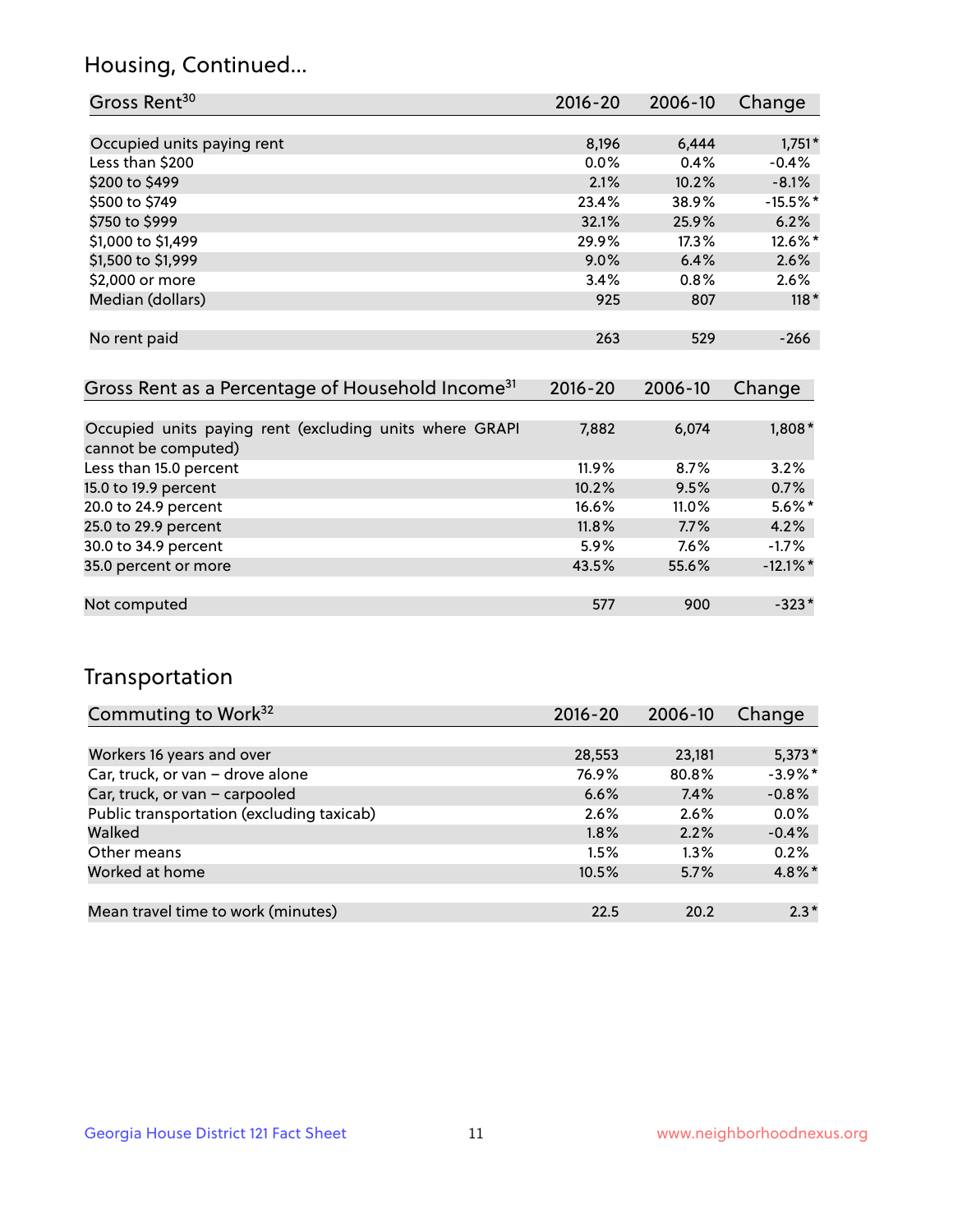## Housing, Continued...

| Gross Rent[30] | 2016-20 | 2006-10 | Change |
|---|---|---|---|
| Occupied units paying rent | 8,196 | 6,444 | 1,751* |
| Less than $200 | 0.0% | 0.4% | -0.4% |
| $200 to $499 | 2.1% | 10.2% | -8.1% |
| $500 to $749 | 23.4% | 38.9% | -15.5%* |
| $750 to $999 | 32.1% | 25.9% | 6.2% |
| $1,000 to $1,499 | 29.9% | 17.3% | 12.6%* |
| $1,500 to $1,999 | 9.0% | 6.4% | 2.6% |
| $2,000 or more | 3.4% | 0.8% | 2.6% |
| Median (dollars) | 925 | 807 | 118* |
| No rent paid | 263 | 529 | -266 |

| Gross Rent as a Percentage of Household Income[31] | 2016-20 | 2006-10 | Change |
|---|---|---|---|
| Occupied units paying rent (excluding units where GRAPI cannot be computed) | 7,882 | 6,074 | 1,808* |
| Less than 15.0 percent | 11.9% | 8.7% | 3.2% |
| 15.0 to 19.9 percent | 10.2% | 9.5% | 0.7% |
| 20.0 to 24.9 percent | 16.6% | 11.0% | 5.6%* |
| 25.0 to 29.9 percent | 11.8% | 7.7% | 4.2% |
| 30.0 to 34.9 percent | 5.9% | 7.6% | -1.7% |
| 35.0 percent or more | 43.5% | 55.6% | -12.1%* |
| Not computed | 577 | 900 | -323* |

## Transportation

| Commuting to Work[32] | 2016-20 | 2006-10 | Change |
|---|---|---|---|
| Workers 16 years and over | 28,553 | 23,181 | 5,373* |
| Car, truck, or van – drove alone | 76.9% | 80.8% | -3.9%* |
| Car, truck, or van – carpooled | 6.6% | 7.4% | -0.8% |
| Public transportation (excluding taxicab) | 2.6% | 2.6% | 0.0% |
| Walked | 1.8% | 2.2% | -0.4% |
| Other means | 1.5% | 1.3% | 0.2% |
| Worked at home | 10.5% | 5.7% | 4.8%* |
| Mean travel time to work (minutes) | 22.5 | 20.2 | 2.3* |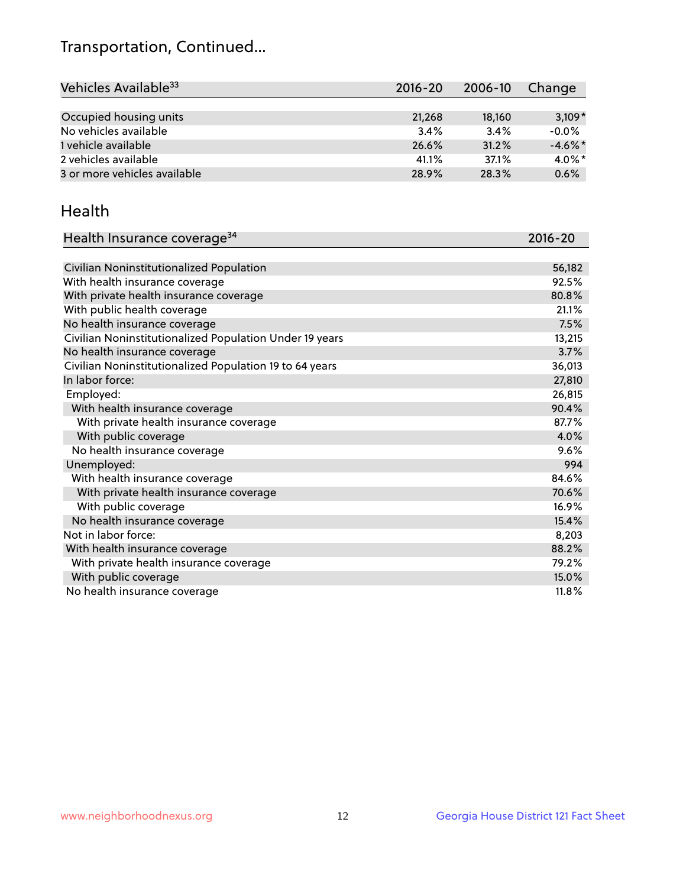## Transportation, Continued...

| Vehicles Available[33] | 2016-20 | 2006-10 | Change |
|---|---|---|---|
| Occupied housing units | 21,268 | 18,160 | 3,109* |
| No vehicles available | 3.4% | 3.4% | -0.0% |
| 1 vehicle available | 26.6% | 31.2% | -4.6%* |
| 2 vehicles available | 41.1% | 37.1% | 4.0%* |
| 3 or more vehicles available | 28.9% | 28.3% | 0.6% |

## Health

| Health Insurance coverage[34] | 2016-20 |
|---|---|
| Civilian Noninstitutionalized Population | 56,182 |
| With health insurance coverage | 92.5% |
| With private health insurance coverage | 80.8% |
| With public health coverage | 21.1% |
| No health insurance coverage | 7.5% |
| Civilian Noninstitutionalized Population Under 19 years | 13,215 |
| No health insurance coverage | 3.7% |
| Civilian Noninstitutionalized Population 19 to 64 years | 36,013 |
| In labor force: | 27,810 |
| Employed: | 26,815 |
| With health insurance coverage | 90.4% |
| With private health insurance coverage | 87.7% |
| With public coverage | 4.0% |
| No health insurance coverage | 9.6% |
| Unemployed: | 994 |
| With health insurance coverage | 84.6% |
| With private health insurance coverage | 70.6% |
| With public coverage | 16.9% |
| No health insurance coverage | 15.4% |
| Not in labor force: | 8,203 |
| With health insurance coverage | 88.2% |
| With private health insurance coverage | 79.2% |
| With public coverage | 15.0% |
| No health insurance coverage | 11.8% |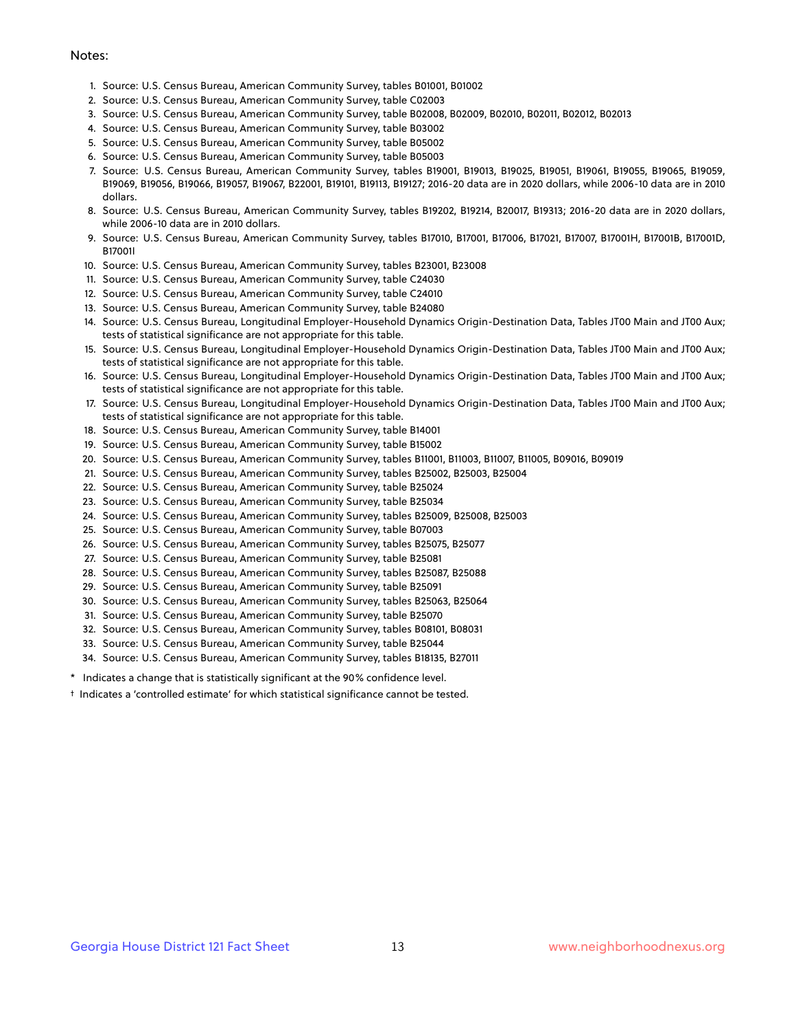Notes:

1. Source: U.S. Census Bureau, American Community Survey, tables B01001, B01002
2. Source: U.S. Census Bureau, American Community Survey, table C02003
3. Source: U.S. Census Bureau, American Community Survey, table B02008, B02009, B02010, B02011, B02012, B02013
4. Source: U.S. Census Bureau, American Community Survey, table B03002
5. Source: U.S. Census Bureau, American Community Survey, table B05002
6. Source: U.S. Census Bureau, American Community Survey, table B05003
7. Source: U.S. Census Bureau, American Community Survey, tables B19001, B19013, B19025, B19051, B19061, B19055, B19065, B19059, B19069, B19056, B19066, B19057, B19067, B22001, B19101, B19113, B19127; 2016-20 data are in 2020 dollars, while 2006-10 data are in 2010 dollars.
8. Source: U.S. Census Bureau, American Community Survey, tables B19202, B19214, B20017, B19313; 2016-20 data are in 2020 dollars, while 2006-10 data are in 2010 dollars.
9. Source: U.S. Census Bureau, American Community Survey, tables B17010, B17001, B17006, B17021, B17007, B17001H, B17001B, B17001D, B17001I
10. Source: U.S. Census Bureau, American Community Survey, tables B23001, B23008
11. Source: U.S. Census Bureau, American Community Survey, table C24030
12. Source: U.S. Census Bureau, American Community Survey, table C24010
13. Source: U.S. Census Bureau, American Community Survey, table B24080
14. Source: U.S. Census Bureau, Longitudinal Employer-Household Dynamics Origin-Destination Data, Tables JT00 Main and JT00 Aux; tests of statistical significance are not appropriate for this table.
15. Source: U.S. Census Bureau, Longitudinal Employer-Household Dynamics Origin-Destination Data, Tables JT00 Main and JT00 Aux; tests of statistical significance are not appropriate for this table.
16. Source: U.S. Census Bureau, Longitudinal Employer-Household Dynamics Origin-Destination Data, Tables JT00 Main and JT00 Aux; tests of statistical significance are not appropriate for this table.
17. Source: U.S. Census Bureau, Longitudinal Employer-Household Dynamics Origin-Destination Data, Tables JT00 Main and JT00 Aux; tests of statistical significance are not appropriate for this table.
18. Source: U.S. Census Bureau, American Community Survey, table B14001
19. Source: U.S. Census Bureau, American Community Survey, table B15002
20. Source: U.S. Census Bureau, American Community Survey, tables B11001, B11003, B11007, B11005, B09016, B09019
21. Source: U.S. Census Bureau, American Community Survey, tables B25002, B25003, B25004
22. Source: U.S. Census Bureau, American Community Survey, table B25024
23. Source: U.S. Census Bureau, American Community Survey, table B25034
24. Source: U.S. Census Bureau, American Community Survey, tables B25009, B25008, B25003
25. Source: U.S. Census Bureau, American Community Survey, table B07003
26. Source: U.S. Census Bureau, American Community Survey, tables B25075, B25077
27. Source: U.S. Census Bureau, American Community Survey, table B25081
28. Source: U.S. Census Bureau, American Community Survey, tables B25087, B25088
29. Source: U.S. Census Bureau, American Community Survey, table B25091
30. Source: U.S. Census Bureau, American Community Survey, tables B25063, B25064
31. Source: U.S. Census Bureau, American Community Survey, table B25070
32. Source: U.S. Census Bureau, American Community Survey, tables B08101, B08031
33. Source: U.S. Census Bureau, American Community Survey, table B25044
34. Source: U.S. Census Bureau, American Community Survey, tables B18135, B27011

\* Indicates a change that is statistically significant at the 90% confidence level.

† Indicates a 'controlled estimate' for which statistical significance cannot be tested.